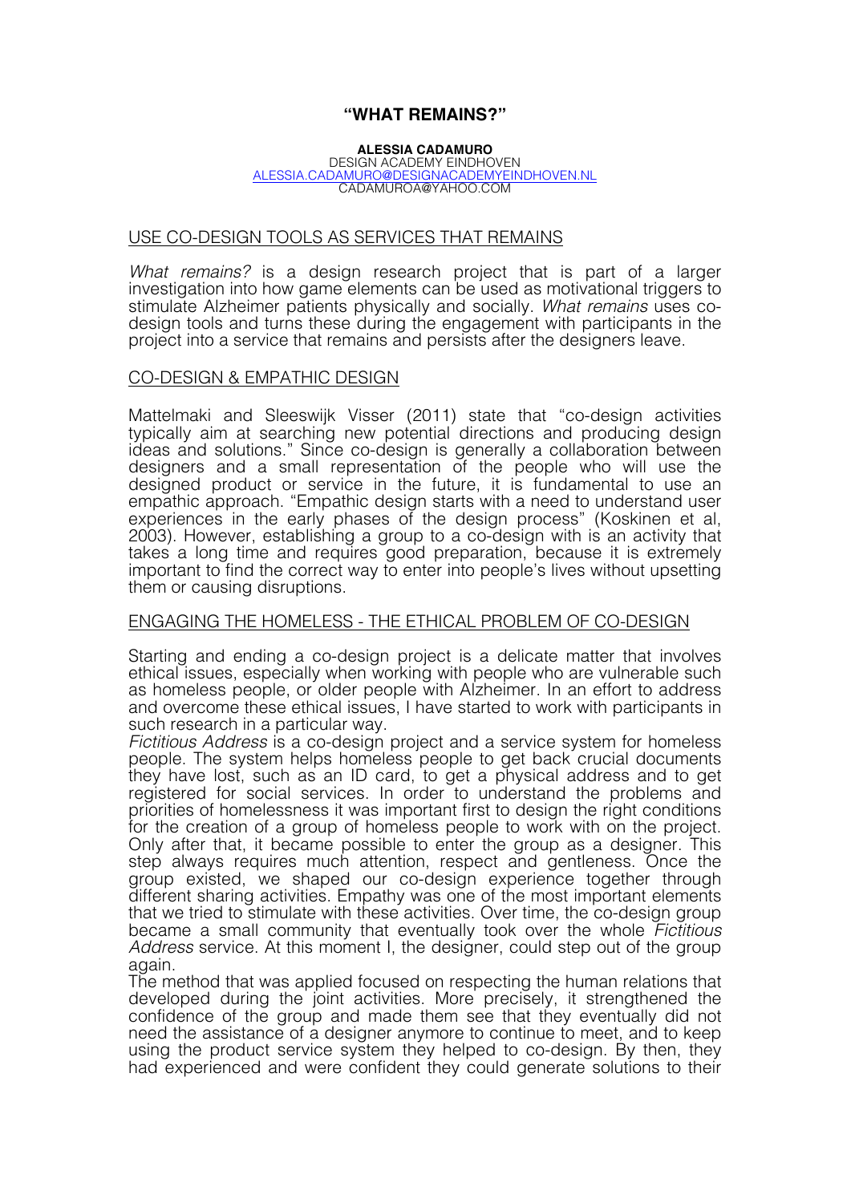# "WHAT REMAINS?"

**ALESSIA CADAMURO**
DESIGN ACADEMY EINDHOVEN
ALESSIA.CADAMURO@DESIGNACADEMYEINDHOVEN.NL
CADAMUROA@YAHOO.COM

## USE CO-DESIGN TOOLS AS SERVICES THAT REMAINS

*What remains?* is a design research project that is part of a larger investigation into how game elements can be used as motivational triggers to stimulate Alzheimer patients physically and socially. *What remains* uses co-design tools and turns these during the engagement with participants in the project into a service that remains and persists after the designers leave.

## CO-DESIGN & EMPATHIC DESIGN

Mattelmaki and Sleeswijk Visser (2011) state that "co-design activities typically aim at searching new potential directions and producing design ideas and solutions." Since co-design is generally a collaboration between designers and a small representation of the people who will use the designed product or service in the future, it is fundamental to use an empathic approach. "Empathic design starts with a need to understand user experiences in the early phases of the design process" (Koskinen et al, 2003). However, establishing a group to a co-design with is an activity that takes a long time and requires good preparation, because it is extremely important to find the correct way to enter into people's lives without upsetting them or causing disruptions.

## ENGAGING THE HOMELESS - THE ETHICAL PROBLEM OF CO-DESIGN

Starting and ending a co-design project is a delicate matter that involves ethical issues, especially when working with people who are vulnerable such as homeless people, or older people with Alzheimer. In an effort to address and overcome these ethical issues, I have started to work with participants in such research in a particular way.
*Fictitious Address* is a co-design project and a service system for homeless people. The system helps homeless people to get back crucial documents they have lost, such as an ID card, to get a physical address and to get registered for social services. In order to understand the problems and priorities of homelessness it was important first to design the right conditions for the creation of a group of homeless people to work with on the project. Only after that, it became possible to enter the group as a designer. This step always requires much attention, respect and gentleness. Once the group existed, we shaped our co-design experience together through different sharing activities. Empathy was one of the most important elements that we tried to stimulate with these activities. Over time, the co-design group became a small community that eventually took over the whole *Fictitious Address* service. At this moment I, the designer, could step out of the group again.
The method that was applied focused on respecting the human relations that developed during the joint activities. More precisely, it strengthened the confidence of the group and made them see that they eventually did not need the assistance of a designer anymore to continue to meet, and to keep using the product service system they helped to co-design. By then, they had experienced and were confident they could generate solutions to their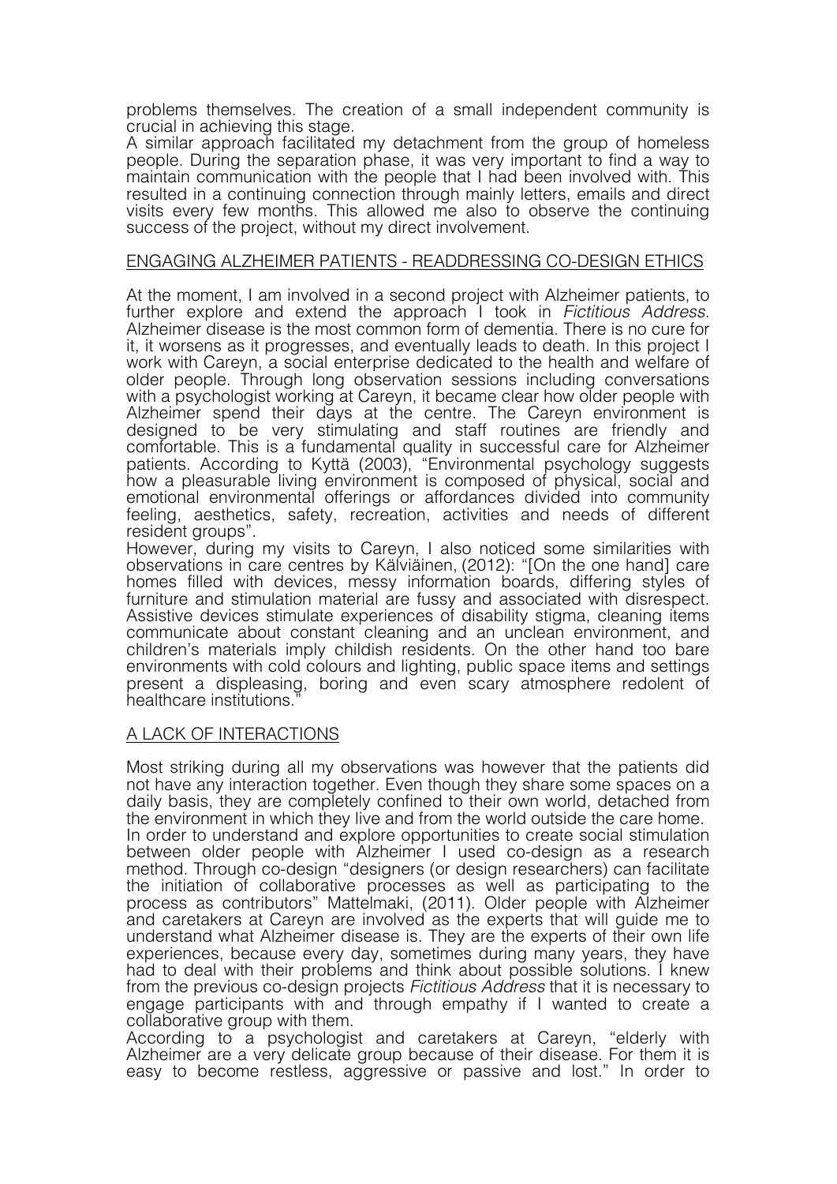problems themselves. The creation of a small independent community is crucial in achieving this stage.
A similar approach facilitated my detachment from the group of homeless people. During the separation phase, it was very important to find a way to maintain communication with the people that I had been involved with. This resulted in a continuing connection through mainly letters, emails and direct visits every few months. This allowed me also to observe the continuing success of the project, without my direct involvement.

## ENGAGING ALZHEIMER PATIENTS - READDRESSING CO-DESIGN ETHICS

At the moment, I am involved in a second project with Alzheimer patients, to further explore and extend the approach I took in *Fictitious Address*. Alzheimer disease is the most common form of dementia. There is no cure for it, it worsens as it progresses, and eventually leads to death. In this project I work with Careyn, a social enterprise dedicated to the health and welfare of older people. Through long observation sessions including conversations with a psychologist working at Careyn, it became clear how older people with Alzheimer spend their days at the centre. The Careyn environment is designed to be very stimulating and staff routines are friendly and comfortable. This is a fundamental quality in successful care for Alzheimer patients. According to Kyttä (2003), "Environmental psychology suggests how a pleasurable living environment is composed of physical, social and emotional environmental offerings or affordances divided into community feeling, aesthetics, safety, recreation, activities and needs of different resident groups".
However, during my visits to Careyn, I also noticed some similarities with observations in care centres by Kälviäinen, (2012): "[On the one hand] care homes filled with devices, messy information boards, differing styles of furniture and stimulation material are fussy and associated with disrespect. Assistive devices stimulate experiences of disability stigma, cleaning items communicate about constant cleaning and an unclean environment, and children's materials imply childish residents. On the other hand too bare environments with cold colours and lighting, public space items and settings present a displeasing, boring and even scary atmosphere redolent of healthcare institutions."

## A LACK OF INTERACTIONS

Most striking during all my observations was however that the patients did not have any interaction together. Even though they share some spaces on a daily basis, they are completely confined to their own world, detached from the environment in which they live and from the world outside the care home.
In order to understand and explore opportunities to create social stimulation between older people with Alzheimer I used co-design as a research method. Through co-design "designers (or design researchers) can facilitate the initiation of collaborative processes as well as participating to the process as contributors" Mattelmaki, (2011). Older people with Alzheimer and caretakers at Careyn are involved as the experts that will guide me to understand what Alzheimer disease is. They are the experts of their own life experiences, because every day, sometimes during many years, they have had to deal with their problems and think about possible solutions. I knew from the previous co-design projects *Fictitious Address* that it is necessary to engage participants with and through empathy if I wanted to create a collaborative group with them.
According to a psychologist and caretakers at Careyn, "elderly with Alzheimer are a very delicate group because of their disease. For them it is easy to become restless, aggressive or passive and lost." In order to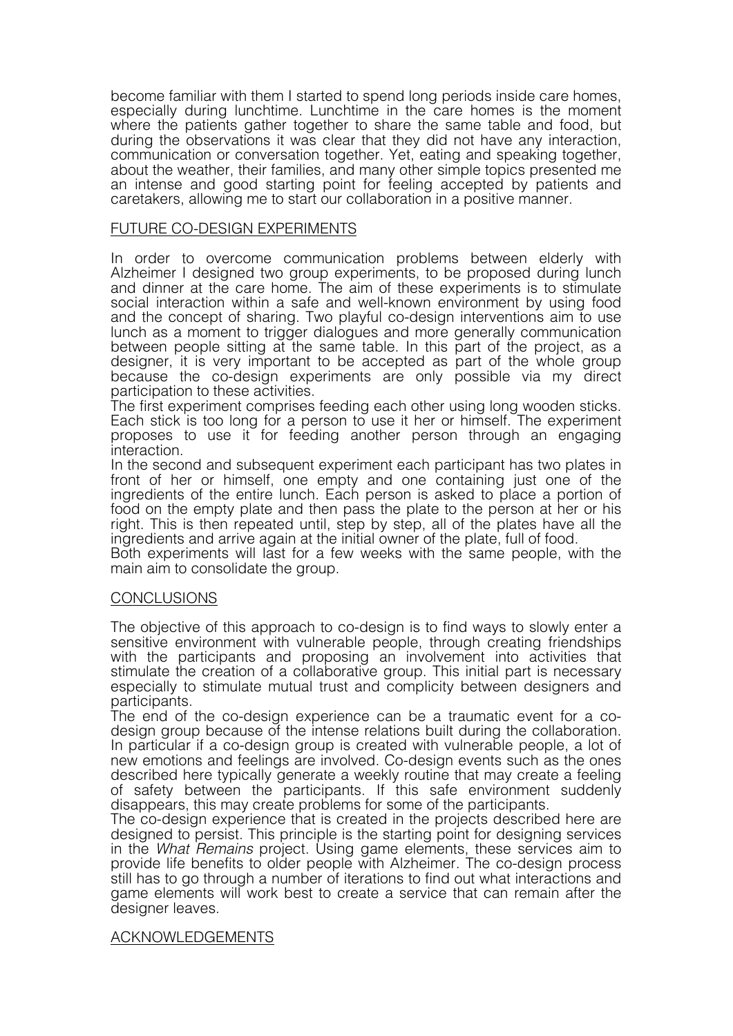become familiar with them I started to spend long periods inside care homes, especially during lunchtime. Lunchtime in the care homes is the moment where the patients gather together to share the same table and food, but during the observations it was clear that they did not have any interaction, communication or conversation together. Yet, eating and speaking together, about the weather, their families, and many other simple topics presented me an intense and good starting point for feeling accepted by patients and caretakers, allowing me to start our collaboration in a positive manner.

## FUTURE CO-DESIGN EXPERIMENTS

In order to overcome communication problems between elderly with Alzheimer I designed two group experiments, to be proposed during lunch and dinner at the care home. The aim of these experiments is to stimulate social interaction within a safe and well-known environment by using food and the concept of sharing. Two playful co-design interventions aim to use lunch as a moment to trigger dialogues and more generally communication between people sitting at the same table. In this part of the project, as a designer, it is very important to be accepted as part of the whole group because the co-design experiments are only possible via my direct participation to these activities.

The first experiment comprises feeding each other using long wooden sticks. Each stick is too long for a person to use it her or himself. The experiment proposes to use it for feeding another person through an engaging interaction.

In the second and subsequent experiment each participant has two plates in front of her or himself, one empty and one containing just one of the ingredients of the entire lunch. Each person is asked to place a portion of food on the empty plate and then pass the plate to the person at her or his right. This is then repeated until, step by step, all of the plates have all the ingredients and arrive again at the initial owner of the plate, full of food.

Both experiments will last for a few weeks with the same people, with the main aim to consolidate the group.

## CONCLUSIONS

The objective of this approach to co-design is to find ways to slowly enter a sensitive environment with vulnerable people, through creating friendships with the participants and proposing an involvement into activities that stimulate the creation of a collaborative group. This initial part is necessary especially to stimulate mutual trust and complicity between designers and participants.

The end of the co-design experience can be a traumatic event for a co-design group because of the intense relations built during the collaboration. In particular if a co-design group is created with vulnerable people, a lot of new emotions and feelings are involved. Co-design events such as the ones described here typically generate a weekly routine that may create a feeling of safety between the participants. If this safe environment suddenly disappears, this may create problems for some of the participants.

The co-design experience that is created in the projects described here are designed to persist. This principle is the starting point for designing services in the *What Remains* project. Using game elements, these services aim to provide life benefits to older people with Alzheimer. The co-design process still has to go through a number of iterations to find out what interactions and game elements will work best to create a service that can remain after the designer leaves.

## ACKNOWLEDGEMENTS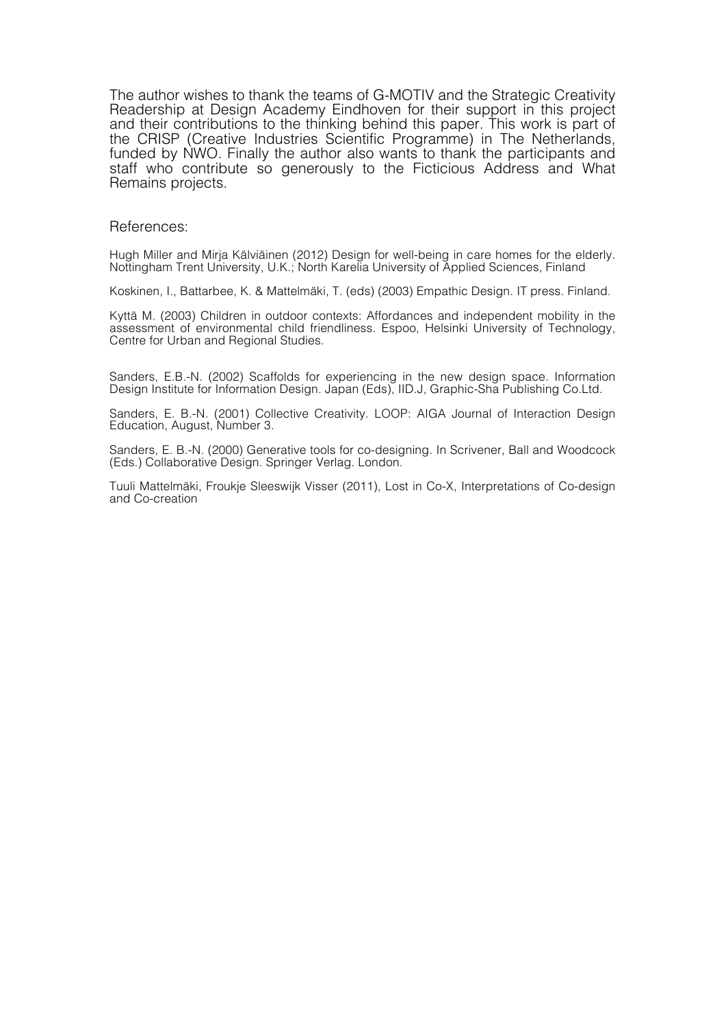The author wishes to thank the teams of G-MOTIV and the Strategic Creativity Readership at Design Academy Eindhoven for their support in this project and their contributions to the thinking behind this paper. This work is part of the CRISP (Creative Industries Scientific Programme) in The Netherlands, funded by NWO. Finally the author also wants to thank the participants and staff who contribute so generously to the Ficticious Address and What Remains projects.

## References:

Hugh Miller and Mirja Kälviäinen (2012) Design for well-being in care homes for the elderly. Nottingham Trent University, U.K.; North Karelia University of Applied Sciences, Finland

Koskinen, I., Battarbee, K. & Mattelmäki, T. (eds) (2003) Empathic Design. IT press. Finland.

Kyttä M. (2003) Children in outdoor contexts: Affordances and independent mobility in the assessment of environmental child friendliness. Espoo, Helsinki University of Technology, Centre for Urban and Regional Studies.

Sanders, E.B.-N. (2002) Scaffolds for experiencing in the new design space. Information Design Institute for Information Design. Japan (Eds), IID.J, Graphic-Sha Publishing Co.Ltd.

Sanders, E. B.-N. (2001) Collective Creativity. LOOP: AIGA Journal of Interaction Design Education, August, Number 3.

Sanders, E. B.-N. (2000) Generative tools for co-designing. In Scrivener, Ball and Woodcock (Eds.) Collaborative Design. Springer Verlag. London.

Tuuli Mattelmäki, Froukje Sleeswijk Visser (2011), Lost in Co-X, Interpretations of Co-design and Co-creation